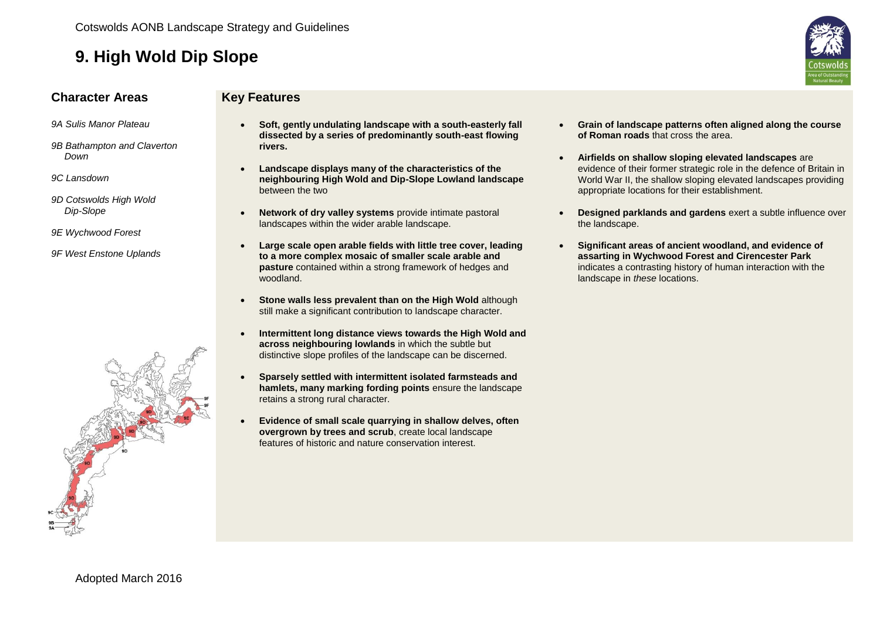# 9. High Wold Dip Slope

## Character Areas

*9A Sulis Manor Plateau*

*9B Bathampton and Claverton Down*

*9C Lansdown*

*9D Cotswolds High Wold Dip-Slope*

*9E Wychwood Forest*

*9F West Enstone Uplands*

## Key Features

- **Soft, gently undulating landscape with a south-easterly fall dissected by a series of predominantly south-east flowing rivers.**
- **Landscape displays many of the characteristics of the neighbouring High Wold and Dip-Slope Lowland landscape** between the two
- **Network of dry valley systems** provide intimate pastoral landscapes within the wider arable landscape.
- **Large scale open arable fields with little tree cover, leading to a more complex mosaic of smaller scale arable and pasture** contained within a strong framework of hedges and woodland.
- **Stone walls less prevalent than on the High Wold** although still make a significant contribution to landscape character.
- **Intermittent long distance views towards the High Wold and across neighbouring lowlands** in which the subtle but distinctive slope profiles of the landscape can be discerned.
- **Sparsely settled with intermittent isolated farmsteads and hamlets, many marking fording points** ensure the landscape retains a strong rural character.
- **Evidence of small scale quarrying in shallow delves, often overgrown by trees and scrub**, create local landscape features of historic and nature conservation interest.
- **Grain of landscape patterns often aligned along the course of Roman roads** that cross the area.
- **Airfields on shallow sloping elevated landscapes** are evidence of their former strategic role in the defence of Britain in World War II, the shallow sloping elevated landscapes providing appropriate locations for their establishment.
- **Designed parklands and gardens** exert a subtle influence over the landscape.
- **Significant areas of ancient woodland, and evidence of assarting in Wychwood Forest and Cirencester Park** indicates a contrasting history of human interaction with the landscape in *these* locations.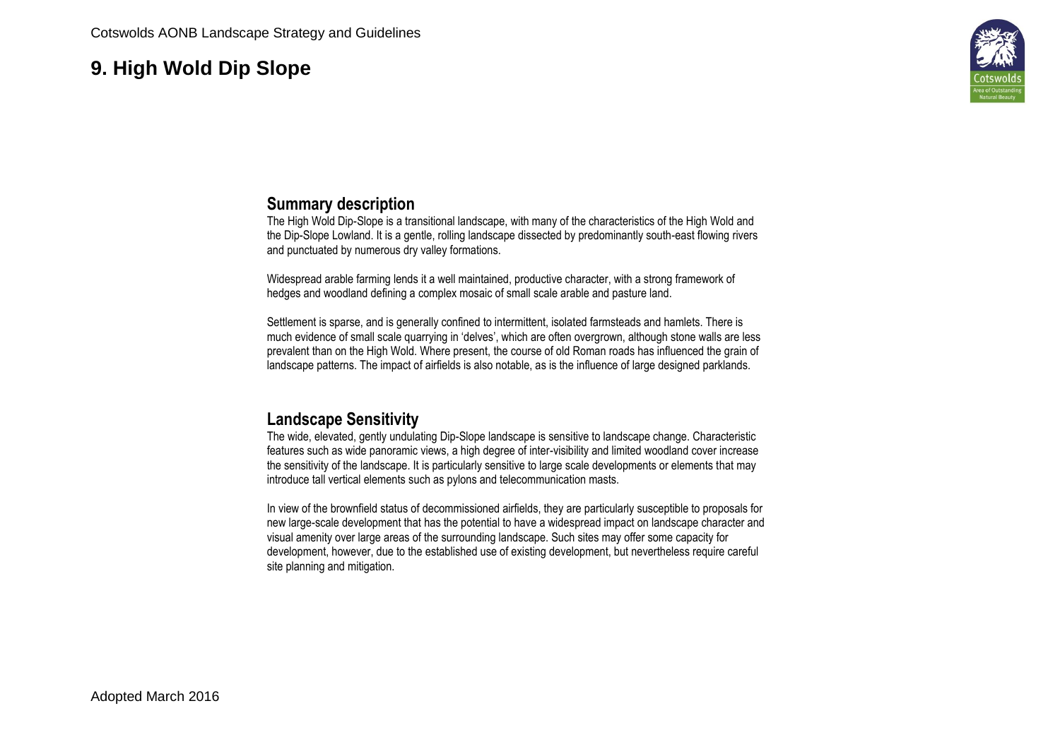# 9. High Wold Dip Slope

## Summary description

The High Wold Dip-Slope is a transitional landscape, with many of the characteristics of the High Wold and the Dip-Slope Lowland. It is a gentle, rolling landscape dissected by predominantly south-east flowing rivers and punctuated by numerous dry valley formations.

Widespread arable farming lends it a well maintained, productive character, with a strong framework of hedges and woodland defining a complex mosaic of small scale arable and pasture land.

Settlement is sparse, and is generally confined to intermittent, isolated farmsteads and hamlets. There is much evidence of small scale quarrying in 'delves', which are often overgrown, although stone walls are less prevalent than on the High Wold. Where present, the course of old Roman roads has influenced the grain of landscape patterns. The impact of airfields is also notable, as is the influence of large designed parklands.

## Landscape Sensitivity

The wide, elevated, gently undulating Dip-Slope landscape is sensitive to landscape change. Characteristic features such as wide panoramic views, a high degree of inter-visibility and limited woodland cover increase the sensitivity of the landscape. It is particularly sensitive to large scale developments or elements that may introduce tall vertical elements such as pylons and telecommunication masts.

In view of the brownfield status of decommissioned airfields, they are particularly susceptible to proposals for new large-scale development that has the potential to have a widespread impact on landscape character and visual amenity over large areas of the surrounding landscape. Such sites may offer some capacity for development, however, due to the established use of existing development, but nevertheless require careful site planning and mitigation.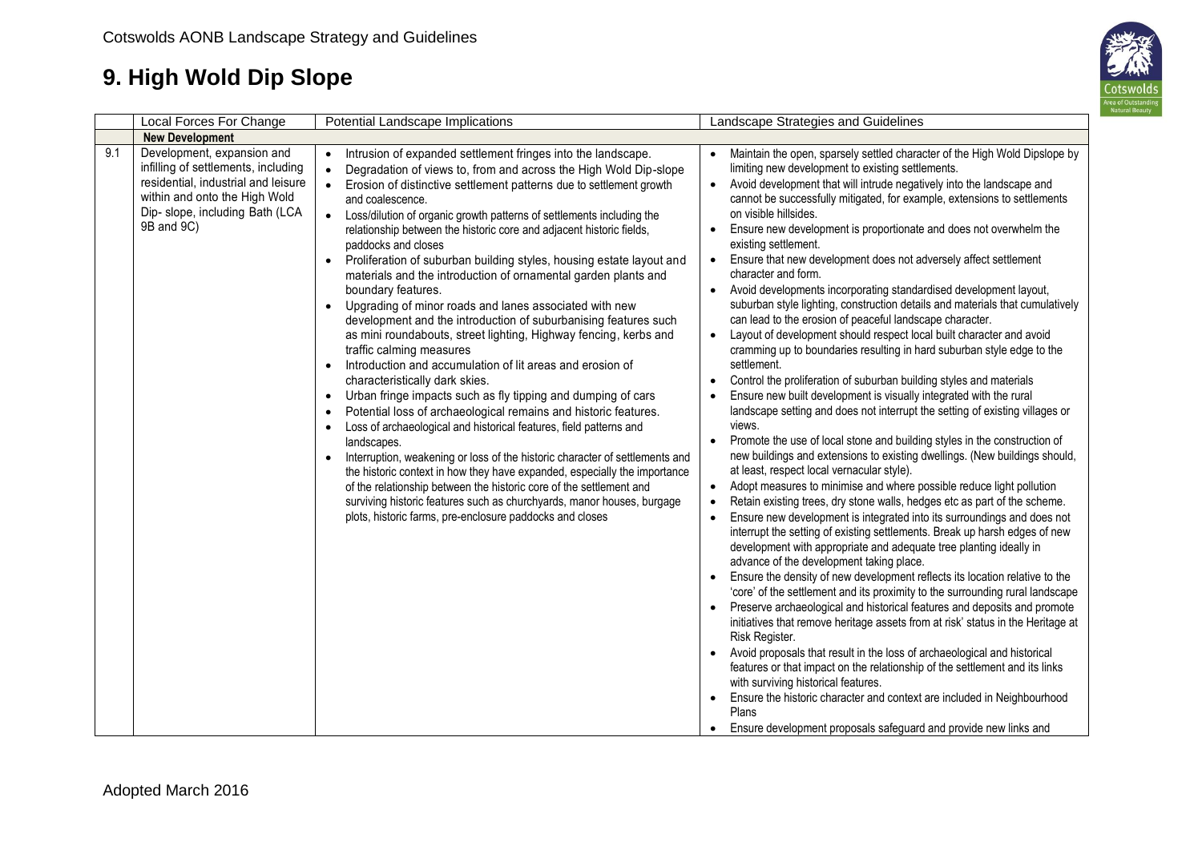# 9. High Wold Dip Slope

| | Local Forces For Change | Potential Landscape Implications | Landscape Strategies and Guidelines |
|---|---|---|---|
| | **New Development** | | |
| 9.1 | Development, expansion and infilling of settlements, including residential, industrial and leisure within and onto the High Wold Dip- slope, including Bath (LCA 9B and 9C) | • Intrusion of expanded settlement fringes into the landscape.<br>• Degradation of views to, from and across the High Wold Dip-slope<br>• Erosion of distinctive settlement patterns due to settlement growth and coalescence.<br>• Loss/dilution of organic growth patterns of settlements including the relationship between the historic core and adjacent historic fields, paddocks and closes<br>• Proliferation of suburban building styles, housing estate layout and materials and the introduction of ornamental garden plants and boundary features.<br>• Upgrading of minor roads and lanes associated with new development and the introduction of suburbanising features such as mini roundabouts, street lighting, Highway fencing, kerbs and traffic calming measures<br>• Introduction and accumulation of lit areas and erosion of characteristically dark skies.<br>• Urban fringe impacts such as fly tipping and dumping of cars<br>• Potential loss of archaeological remains and historic features.<br>• Loss of archaeological and historical features, field patterns and landscapes.<br>• Interruption, weakening or loss of the historic character of settlements and the historic context in how they have expanded, especially the importance of the relationship between the historic core of the settlement and surviving historic features such as churchyards, manor houses, burgage plots, historic farms, pre-enclosure paddocks and closes | • Maintain the open, sparsely settled character of the High Wold Dipslope by limiting new development to existing settlements.<br>• Avoid development that will intrude negatively into the landscape and cannot be successfully mitigated, for example, extensions to settlements on visible hillsides.<br>• Ensure new development is proportionate and does not overwhelm the existing settlement.<br>• Ensure that new development does not adversely affect settlement character and form.<br>• Avoid developments incorporating standardised development layout, suburban style lighting, construction details and materials that cumulatively can lead to the erosion of peaceful landscape character.<br>• Layout of development should respect local built character and avoid cramming up to boundaries resulting in hard suburban style edge to the settlement.<br>• Control the proliferation of suburban building styles and materials<br>• Ensure new built development is visually integrated with the rural landscape setting and does not interrupt the setting of existing villages or views.<br>• Promote the use of local stone and building styles in the construction of new buildings and extensions to existing dwellings. (New buildings should, at least, respect local vernacular style).<br>• Adopt measures to minimise and where possible reduce light pollution<br>• Retain existing trees, dry stone walls, hedges etc as part of the scheme.<br>• Ensure new development is integrated into its surroundings and does not interrupt the setting of existing settlements. Break up harsh edges of new development with appropriate and adequate tree planting ideally in advance of the development taking place.<br>• Ensure the density of new development reflects its location relative to the 'core' of the settlement and its proximity to the surrounding rural landscape<br>• Preserve archaeological and historical features and deposits and promote initiatives that remove heritage assets from at risk' status in the Heritage at Risk Register.<br>• Avoid proposals that result in the loss of archaeological and historical features or that impact on the relationship of the settlement and its links with surviving historical features.<br>• Ensure the historic character and context are included in Neighbourhood Plans<br>• Ensure development proposals safeguard and provide new links and |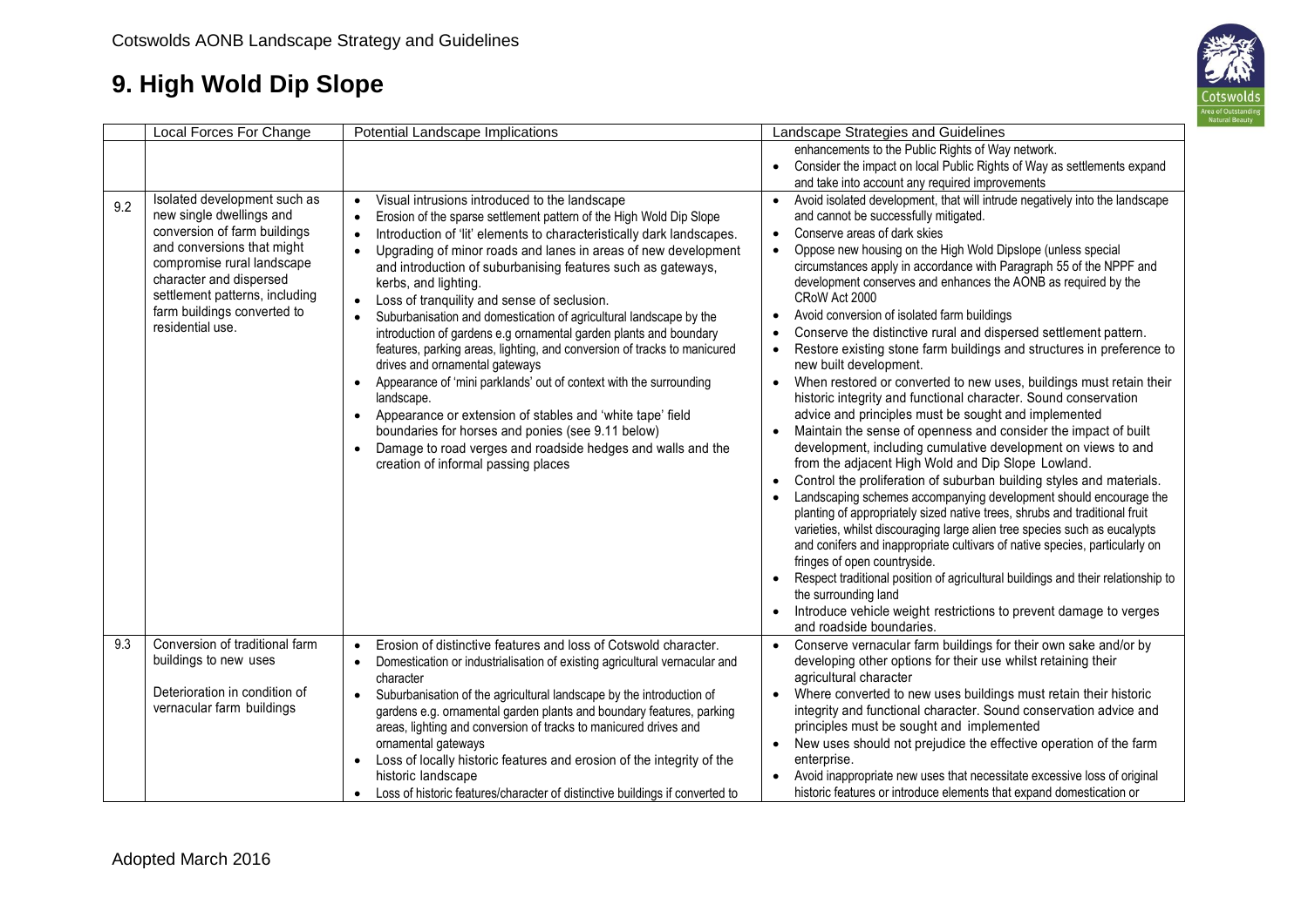# 9. High Wold Dip Slope

| | Local Forces For Change | Potential Landscape Implications | Landscape Strategies and Guidelines |
|---|---|---|---|
| | | | enhancements to the Public Rights of Way network.<br>• Consider the impact on local Public Rights of Way as settlements expand and take into account any required improvements |
| 9.2 | Isolated development such as new single dwellings and conversion of farm buildings and conversions that might compromise rural landscape character and dispersed settlement patterns, including farm buildings converted to residential use. | • Visual intrusions introduced to the landscape<br>• Erosion of the sparse settlement pattern of the High Wold Dip Slope<br>• Introduction of 'lit' elements to characteristically dark landscapes.<br>• Upgrading of minor roads and lanes in areas of new development and introduction of suburbanising features such as gateways, kerbs, and lighting.<br>• Loss of tranquility and sense of seclusion.<br>• Suburbanisation and domestication of agricultural landscape by the introduction of gardens e.g ornamental garden plants and boundary features, parking areas, lighting, and conversion of tracks to manicured drives and ornamental gateways<br>• Appearance of 'mini parklands' out of context with the surrounding landscape.<br>• Appearance or extension of stables and 'white tape' field boundaries for horses and ponies (see 9.11 below)<br>• Damage to road verges and roadside hedges and walls and the creation of informal passing places | • Avoid isolated development, that will intrude negatively into the landscape and cannot be successfully mitigated.<br>• Conserve areas of dark skies<br>• Oppose new housing on the High Wold Dipslope (unless special circumstances apply in accordance with Paragraph 55 of the NPPF and development conserves and enhances the AONB as required by the CRoW Act 2000<br>• Avoid conversion of isolated farm buildings<br>• Conserve the distinctive rural and dispersed settlement pattern.<br>• Restore existing stone farm buildings and structures in preference to new built development.<br>• When restored or converted to new uses, buildings must retain their historic integrity and functional character. Sound conservation advice and principles must be sought and implemented<br>• Maintain the sense of openness and consider the impact of built development, including cumulative development on views to and from the adjacent High Wold and Dip Slope Lowland.<br>• Control the proliferation of suburban building styles and materials.<br>• Landscaping schemes accompanying development should encourage the planting of appropriately sized native trees, shrubs and traditional fruit varieties, whilst discouraging large alien tree species such as eucalypts and conifers and inappropriate cultivars of native species, particularly on fringes of open countryside.<br>• Respect traditional position of agricultural buildings and their relationship to the surrounding land<br>• Introduce vehicle weight restrictions to prevent damage to verges and roadside boundaries. |
| 9.3 | Conversion of traditional farm buildings to new uses<br><br>Deterioration in condition of vernacular farm buildings | • Erosion of distinctive features and loss of Cotswold character.<br>• Domestication or industrialisation of existing agricultural vernacular and character<br>• Suburbanisation of the agricultural landscape by the introduction of gardens e.g. ornamental garden plants and boundary features, parking areas, lighting and conversion of tracks to manicured drives and ornamental gateways<br>• Loss of locally historic features and erosion of the integrity of the historic landscape<br>• Loss of historic features/character of distinctive buildings if converted to | • Conserve vernacular farm buildings for their own sake and/or by developing other options for their use whilst retaining their agricultural character<br>• Where converted to new uses buildings must retain their historic integrity and functional character. Sound conservation advice and principles must be sought and implemented<br>• New uses should not prejudice the effective operation of the farm enterprise.<br>• Avoid inappropriate new uses that necessitate excessive loss of original historic features or introduce elements that expand domestication or |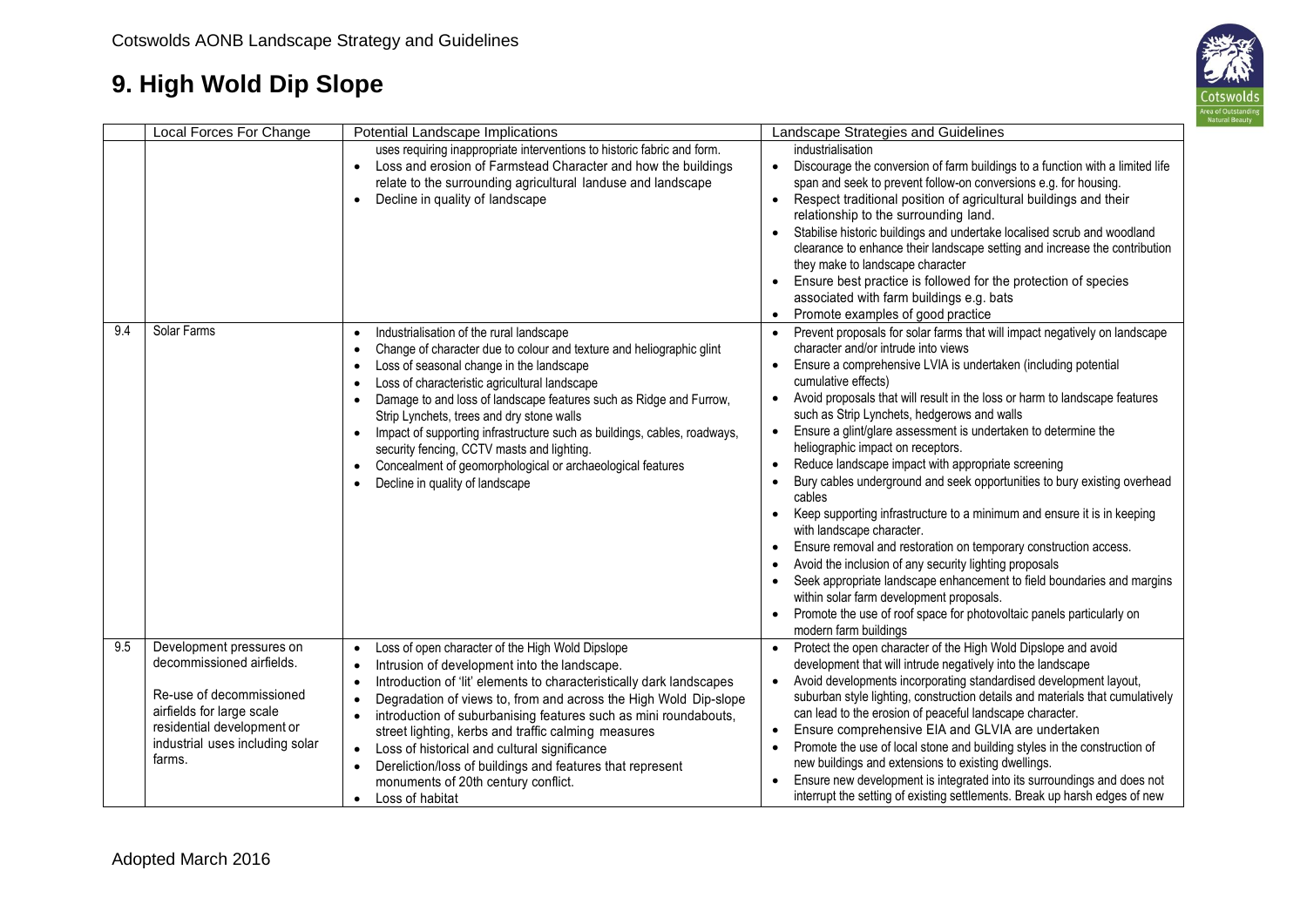# 9. High Wold Dip Slope

| | Local Forces For Change | Potential Landscape Implications | Landscape Strategies and Guidelines |
|---|---|---|---|
| | | uses requiring inappropriate interventions to historic fabric and form.<br>• Loss and erosion of Farmstead Character and how the buildings relate to the surrounding agricultural landuse and landscape<br>• Decline in quality of landscape | industrialisation<br>• Discourage the conversion of farm buildings to a function with a limited life span and seek to prevent follow-on conversions e.g. for housing.<br>• Respect traditional position of agricultural buildings and their relationship to the surrounding land.<br>• Stabilise historic buildings and undertake localised scrub and woodland clearance to enhance their landscape setting and increase the contribution they make to landscape character<br>• Ensure best practice is followed for the protection of species associated with farm buildings e.g. bats<br>• Promote examples of good practice |
| 9.4 | Solar Farms | • Industrialisation of the rural landscape<br>• Change of character due to colour and texture and heliographic glint<br>• Loss of seasonal change in the landscape<br>• Loss of characteristic agricultural landscape<br>• Damage to and loss of landscape features such as Ridge and Furrow, Strip Lynchets, trees and dry stone walls<br>• Impact of supporting infrastructure such as buildings, cables, roadways, security fencing, CCTV masts and lighting.<br>• Concealment of geomorphological or archaeological features<br>• Decline in quality of landscape | • Prevent proposals for solar farms that will impact negatively on landscape character and/or intrude into views<br>• Ensure a comprehensive LVIA is undertaken (including potential cumulative effects)<br>• Avoid proposals that will result in the loss or harm to landscape features such as Strip Lynchets, hedgerows and walls<br>• Ensure a glint/glare assessment is undertaken to determine the heliographic impact on receptors.<br>• Reduce landscape impact with appropriate screening<br>• Bury cables underground and seek opportunities to bury existing overhead cables<br>• Keep supporting infrastructure to a minimum and ensure it is in keeping with landscape character.<br>• Ensure removal and restoration on temporary construction access.<br>• Avoid the inclusion of any security lighting proposals<br>• Seek appropriate landscape enhancement to field boundaries and margins within solar farm development proposals.<br>• Promote the use of roof space for photovoltaic panels particularly on modern farm buildings |
| 9.5 | Development pressures on decommissioned airfields.<br><br>Re-use of decommissioned airfields for large scale residential development or industrial uses including solar farms. | • Loss of open character of the High Wold Dipslope<br>• Intrusion of development into the landscape.<br>• Introduction of 'lit' elements to characteristically dark landscapes<br>• Degradation of views to, from and across the High Wold Dip-slope<br>• introduction of suburbanising features such as mini roundabouts, street lighting, kerbs and traffic calming measures<br>• Loss of historical and cultural significance<br>• Dereliction/loss of buildings and features that represent monuments of 20th century conflict.<br>• Loss of habitat | • Protect the open character of the High Wold Dipslope and avoid development that will intrude negatively into the landscape<br>• Avoid developments incorporating standardised development layout, suburban style lighting, construction details and materials that cumulatively can lead to the erosion of peaceful landscape character.<br>• Ensure comprehensive EIA and GLVIA are undertaken<br>• Promote the use of local stone and building styles in the construction of new buildings and extensions to existing dwellings.<br>• Ensure new development is integrated into its surroundings and does not interrupt the setting of existing settlements. Break up harsh edges of new |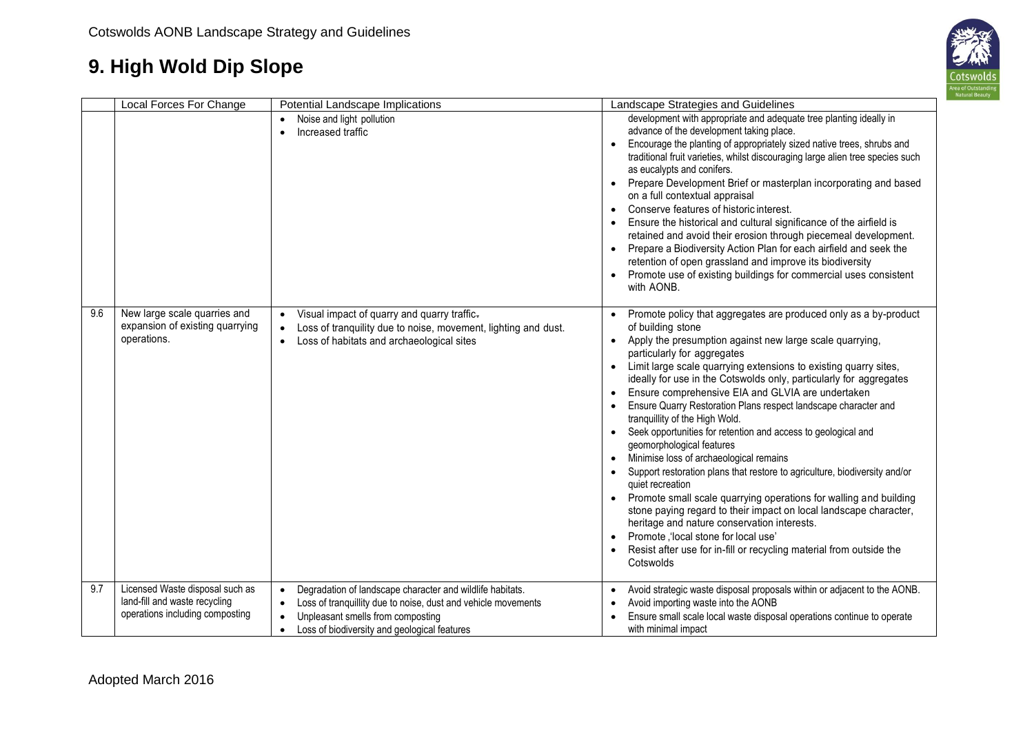# 9. High Wold Dip Slope

| | Local Forces For Change | Potential Landscape Implications | Landscape Strategies and Guidelines |
|---|---|---|---|
| | | • Noise and light pollution<br>• Increased traffic | development with appropriate and adequate tree planting ideally in advance of the development taking place.<br>• Encourage the planting of appropriately sized native trees, shrubs and traditional fruit varieties, whilst discouraging large alien tree species such as eucalypts and conifers.<br>• Prepare Development Brief or masterplan incorporating and based on a full contextual appraisal<br>• Conserve features of historic interest.<br>• Ensure the historical and cultural significance of the airfield is retained and avoid their erosion through piecemeal development.<br>• Prepare a Biodiversity Action Plan for each airfield and seek the retention of open grassland and improve its biodiversity<br>• Promote use of existing buildings for commercial uses consistent with AONB. |
| 9.6 | New large scale quarries and expansion of existing quarrying operations. | • Visual impact of quarry and quarry traffic.<br>• Loss of tranquility due to noise, movement, lighting and dust.<br>• Loss of habitats and archaeological sites | • Promote policy that aggregates are produced only as a by-product of building stone<br>• Apply the presumption against new large scale quarrying, particularly for aggregates<br>• Limit large scale quarrying extensions to existing quarry sites, ideally for use in the Cotswolds only, particularly for aggregates<br>• Ensure comprehensive EIA and GLVIA are undertaken<br>• Ensure Quarry Restoration Plans respect landscape character and tranquillity of the High Wold.<br>• Seek opportunities for retention and access to geological and geomorphological features<br>• Minimise loss of archaeological remains<br>• Support restoration plans that restore to agriculture, biodiversity and/or quiet recreation<br>• Promote small scale quarrying operations for walling and building stone paying regard to their impact on local landscape character, heritage and nature conservation interests.<br>• Promote ,'local stone for local use'<br>• Resist after use for in-fill or recycling material from outside the Cotswolds |
| 9.7 | Licensed Waste disposal such as land-fill and waste recycling operations including composting | • Degradation of landscape character and wildlife habitats.<br>• Loss of tranquillity due to noise, dust and vehicle movements<br>• Unpleasant smells from composting<br>• Loss of biodiversity and geological features | • Avoid strategic waste disposal proposals within or adjacent to the AONB.<br>• Avoid importing waste into the AONB<br>• Ensure small scale local waste disposal operations continue to operate with minimal impact |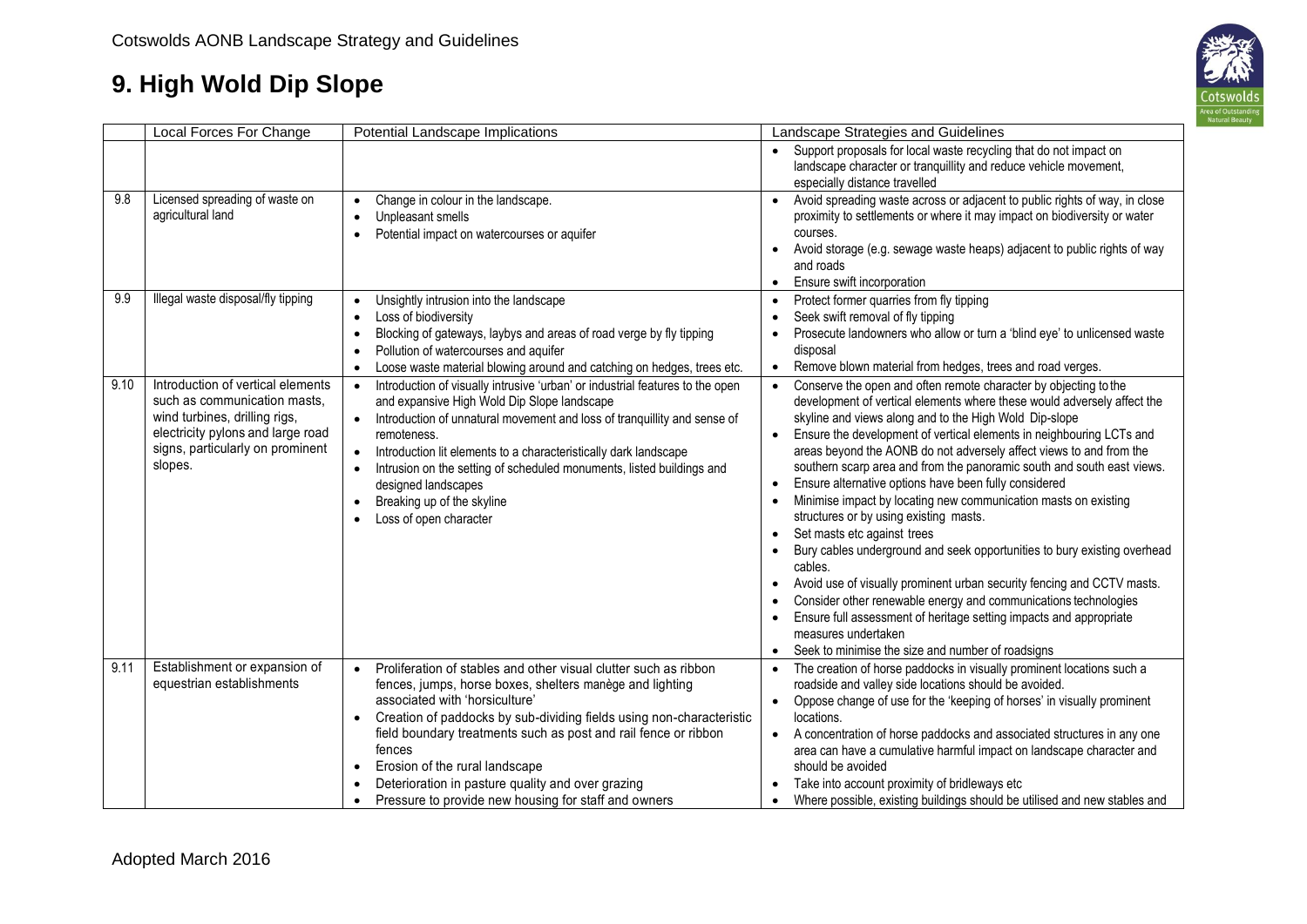# 9. High Wold Dip Slope

| | Local Forces For Change | Potential Landscape Implications | Landscape Strategies and Guidelines |
|---|---|---|---|
| | | | • Support proposals for local waste recycling that do not impact on landscape character or tranquillity and reduce vehicle movement, especially distance travelled |
| 9.8 | Licensed spreading of waste on agricultural land | • Change in colour in the landscape.<br>• Unpleasant smells<br>• Potential impact on watercourses or aquifer | • Avoid spreading waste across or adjacent to public rights of way, in close proximity to settlements or where it may impact on biodiversity or water courses.<br>• Avoid storage (e.g. sewage waste heaps) adjacent to public rights of way and roads<br>• Ensure swift incorporation |
| 9.9 | Illegal waste disposal/fly tipping | • Unsightly intrusion into the landscape<br>• Loss of biodiversity<br>• Blocking of gateways, laybys and areas of road verge by fly tipping<br>• Pollution of watercourses and aquifer<br>• Loose waste material blowing around and catching on hedges, trees etc. | • Protect former quarries from fly tipping<br>• Seek swift removal of fly tipping<br>• Prosecute landowners who allow or turn a 'blind eye' to unlicensed waste disposal<br>• Remove blown material from hedges, trees and road verges. |
| 9.10 | Introduction of vertical elements such as communication masts, wind turbines, drilling rigs, electricity pylons and large road signs, particularly on prominent slopes. | • Introduction of visually intrusive 'urban' or industrial features to the open and expansive High Wold Dip Slope landscape<br>• Introduction of unnatural movement and loss of tranquillity and sense of remoteness.<br>• Introduction lit elements to a characteristically dark landscape<br>• Intrusion on the setting of scheduled monuments, listed buildings and designed landscapes<br>• Breaking up of the skyline<br>• Loss of open character | • Conserve the open and often remote character by objecting to the development of vertical elements where these would adversely affect the skyline and views along and to the High Wold Dip-slope<br>• Ensure the development of vertical elements in neighbouring LCTs and areas beyond the AONB do not adversely affect views to and from the southern scarp area and from the panoramic south and south east views.<br>• Ensure alternative options have been fully considered<br>• Minimise impact by locating new communication masts on existing structures or by using existing masts.<br>• Set masts etc against trees<br>• Bury cables underground and seek opportunities to bury existing overhead cables.<br>• Avoid use of visually prominent urban security fencing and CCTV masts.<br>• Consider other renewable energy and communications technologies<br>• Ensure full assessment of heritage setting impacts and appropriate measures undertaken<br>• Seek to minimise the size and number of roadsigns |
| 9.11 | Establishment or expansion of equestrian establishments | • Proliferation of stables and other visual clutter such as ribbon fences, jumps, horse boxes, shelters manège and lighting associated with 'horsiculture'<br>• Creation of paddocks by sub-dividing fields using non-characteristic field boundary treatments such as post and rail fence or ribbon fences<br>• Erosion of the rural landscape<br>• Deterioration in pasture quality and over grazing<br>• Pressure to provide new housing for staff and owners | • The creation of horse paddocks in visually prominent locations such a roadside and valley side locations should be avoided.<br>• Oppose change of use for the 'keeping of horses' in visually prominent locations.<br>• A concentration of horse paddocks and associated structures in any one area can have a cumulative harmful impact on landscape character and should be avoided<br>• Take into account proximity of bridleways etc<br>• Where possible, existing buildings should be utilised and new stables and |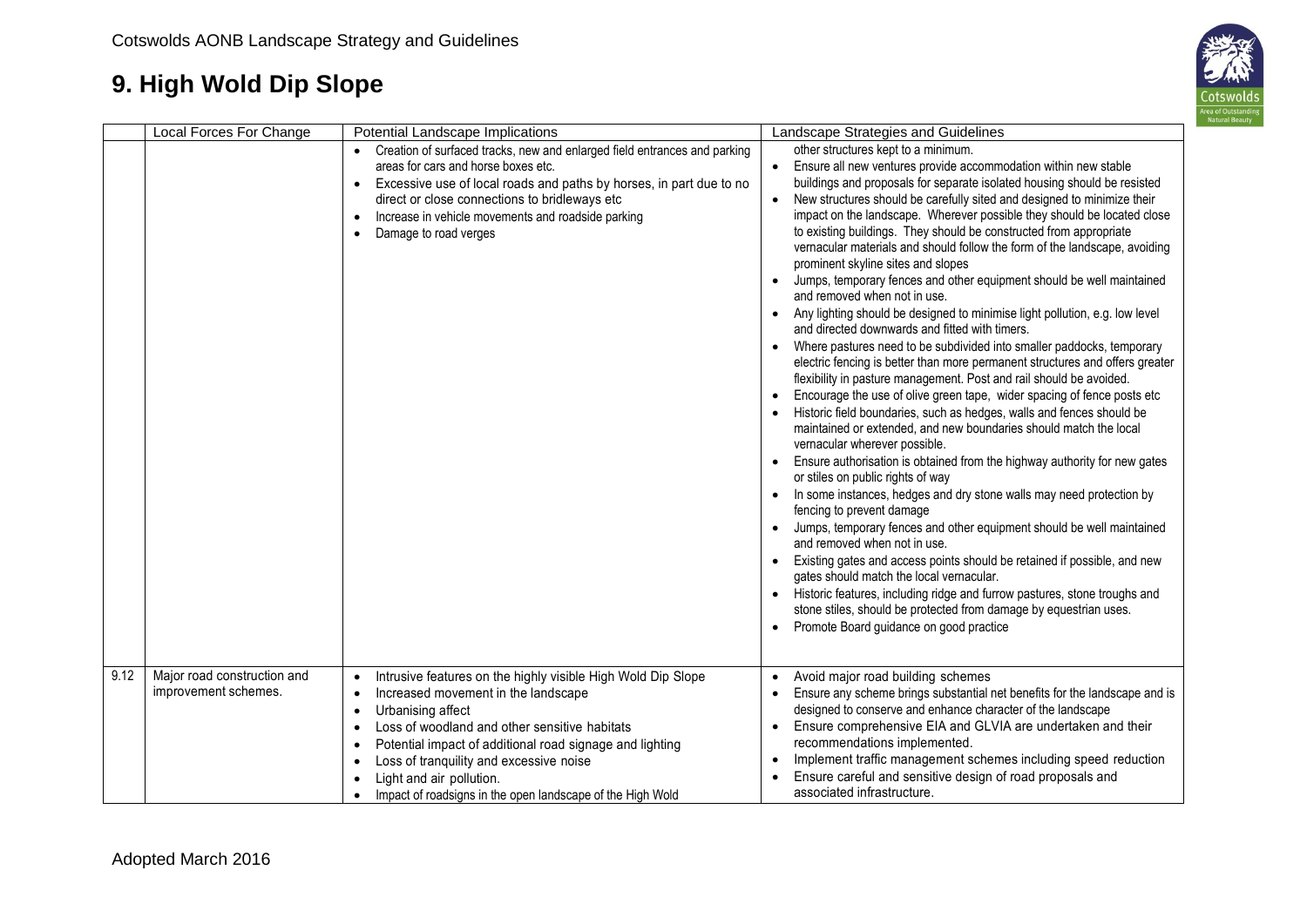# 9. High Wold Dip Slope

| | Local Forces For Change | Potential Landscape Implications | Landscape Strategies and Guidelines |
|---|---|---|---|
| | | • Creation of surfaced tracks, new and enlarged field entrances and parking areas for cars and horse boxes etc.<br>• Excessive use of local roads and paths by horses, in part due to no direct or close connections to bridleways etc<br>• Increase in vehicle movements and roadside parking<br>• Damage to road verges | other structures kept to a minimum.<br>• Ensure all new ventures provide accommodation within new stable buildings and proposals for separate isolated housing should be resisted<br>• New structures should be carefully sited and designed to minimize their impact on the landscape. Wherever possible they should be located close to existing buildings. They should be constructed from appropriate vernacular materials and should follow the form of the landscape, avoiding prominent skyline sites and slopes<br>• Jumps, temporary fences and other equipment should be well maintained and removed when not in use.<br>• Any lighting should be designed to minimise light pollution, e.g. low level and directed downwards and fitted with timers.<br>• Where pastures need to be subdivided into smaller paddocks, temporary electric fencing is better than more permanent structures and offers greater flexibility in pasture management. Post and rail should be avoided.<br>• Encourage the use of olive green tape, wider spacing of fence posts etc<br>• Historic field boundaries, such as hedges, walls and fences should be maintained or extended, and new boundaries should match the local vernacular wherever possible.<br>• Ensure authorisation is obtained from the highway authority for new gates or stiles on public rights of way<br>• In some instances, hedges and dry stone walls may need protection by fencing to prevent damage<br>• Jumps, temporary fences and other equipment should be well maintained and removed when not in use.<br>• Existing gates and access points should be retained if possible, and new gates should match the local vernacular.<br>• Historic features, including ridge and furrow pastures, stone troughs and stone stiles, should be protected from damage by equestrian uses.<br>• Promote Board guidance on good practice |
| 9.12 | Major road construction and improvement schemes. | • Intrusive features on the highly visible High Wold Dip Slope<br>• Increased movement in the landscape<br>• Urbanising affect<br>• Loss of woodland and other sensitive habitats<br>• Potential impact of additional road signage and lighting<br>• Loss of tranquility and excessive noise<br>• Light and air pollution.<br>• Impact of roadsigns in the open landscape of the High Wold | • Avoid major road building schemes<br>• Ensure any scheme brings substantial net benefits for the landscape and is designed to conserve and enhance character of the landscape<br>• Ensure comprehensive EIA and GLVIA are undertaken and their recommendations implemented.<br>• Implement traffic management schemes including speed reduction<br>• Ensure careful and sensitive design of road proposals and associated infrastructure. |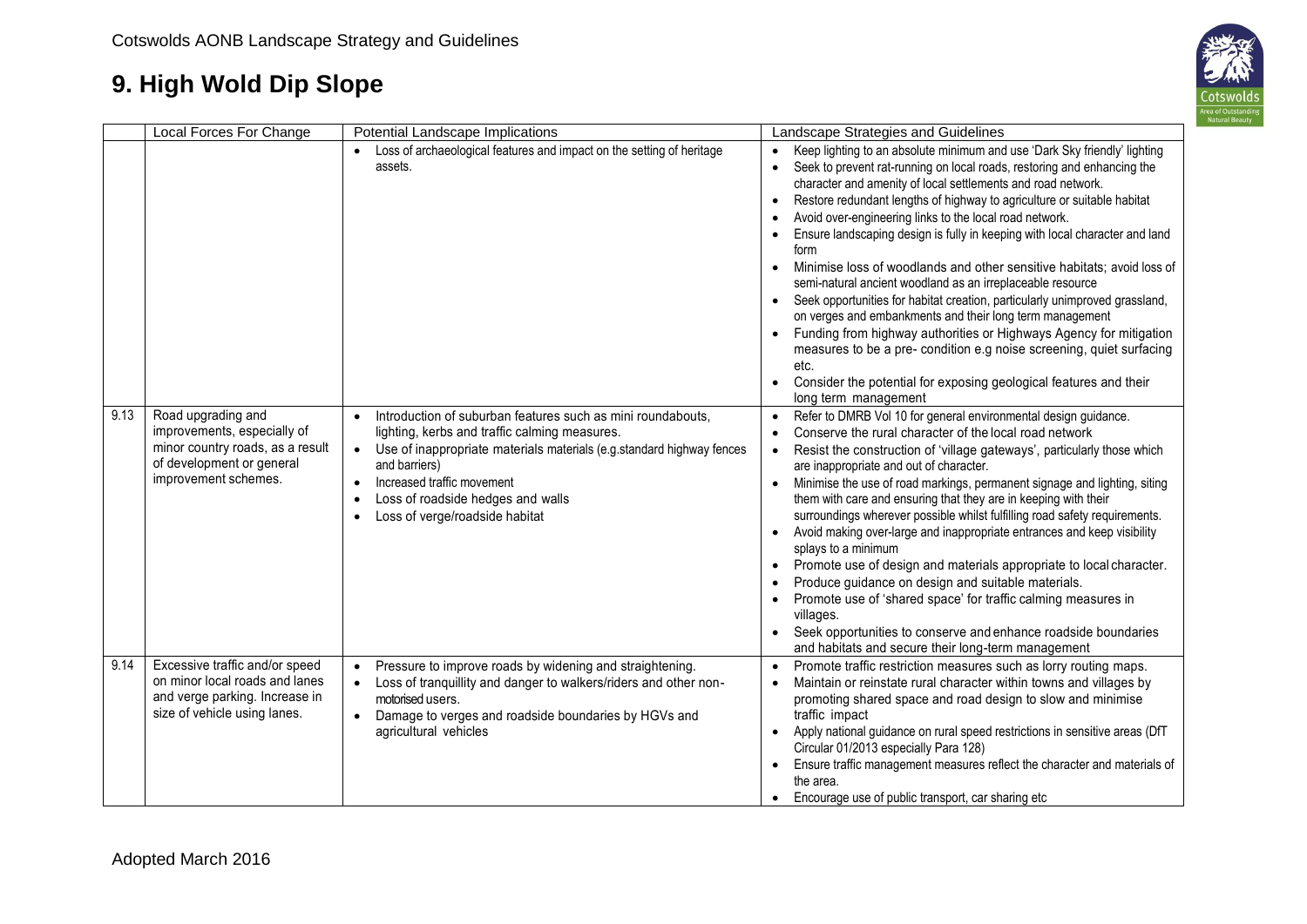# 9. High Wold Dip Slope

| | Local Forces For Change | Potential Landscape Implications | Landscape Strategies and Guidelines |
|---|---|---|---|
| | | • Loss of archaeological features and impact on the setting of heritage assets. | • Keep lighting to an absolute minimum and use 'Dark Sky friendly' lighting<br>• Seek to prevent rat-running on local roads, restoring and enhancing the character and amenity of local settlements and road network.<br>• Restore redundant lengths of highway to agriculture or suitable habitat<br>• Avoid over-engineering links to the local road network.<br>• Ensure landscaping design is fully in keeping with local character and land form<br>• Minimise loss of woodlands and other sensitive habitats; avoid loss of semi-natural ancient woodland as an irreplaceable resource<br>• Seek opportunities for habitat creation, particularly unimproved grassland, on verges and embankments and their long term management<br>• Funding from highway authorities or Highways Agency for mitigation measures to be a pre- condition e.g noise screening, quiet surfacing etc.<br>• Consider the potential for exposing geological features and their long term management |
| 9.13 | Road upgrading and improvements, especially of minor country roads, as a result of development or general improvement schemes. | • Introduction of suburban features such as mini roundabouts, lighting, kerbs and traffic calming measures.<br>• Use of inappropriate materials materials (e.g.standard highway fences and barriers)<br>• Increased traffic movement<br>• Loss of roadside hedges and walls<br>• Loss of verge/roadside habitat | • Refer to DMRB Vol 10 for general environmental design guidance.<br>• Conserve the rural character of the local road network<br>• Resist the construction of 'village gateways', particularly those which are inappropriate and out of character.<br>• Minimise the use of road markings, permanent signage and lighting, siting them with care and ensuring that they are in keeping with their surroundings wherever possible whilst fulfilling road safety requirements.<br>• Avoid making over-large and inappropriate entrances and keep visibility splays to a minimum<br>• Promote use of design and materials appropriate to local character.<br>• Produce guidance on design and suitable materials.<br>• Promote use of 'shared space' for traffic calming measures in villages.<br>• Seek opportunities to conserve and enhance roadside boundaries and habitats and secure their long-term management |
| 9.14 | Excessive traffic and/or speed on minor local roads and lanes and verge parking. Increase in size of vehicle using lanes. | • Pressure to improve roads by widening and straightening.<br>• Loss of tranquillity and danger to walkers/riders and other non-motorised users.<br>• Damage to verges and roadside boundaries by HGVs and agricultural vehicles | • Promote traffic restriction measures such as lorry routing maps.<br>• Maintain or reinstate rural character within towns and villages by promoting shared space and road design to slow and minimise traffic impact<br>• Apply national guidance on rural speed restrictions in sensitive areas (DfT Circular 01/2013 especially Para 128)<br>• Ensure traffic management measures reflect the character and materials of the area.<br>• Encourage use of public transport, car sharing etc |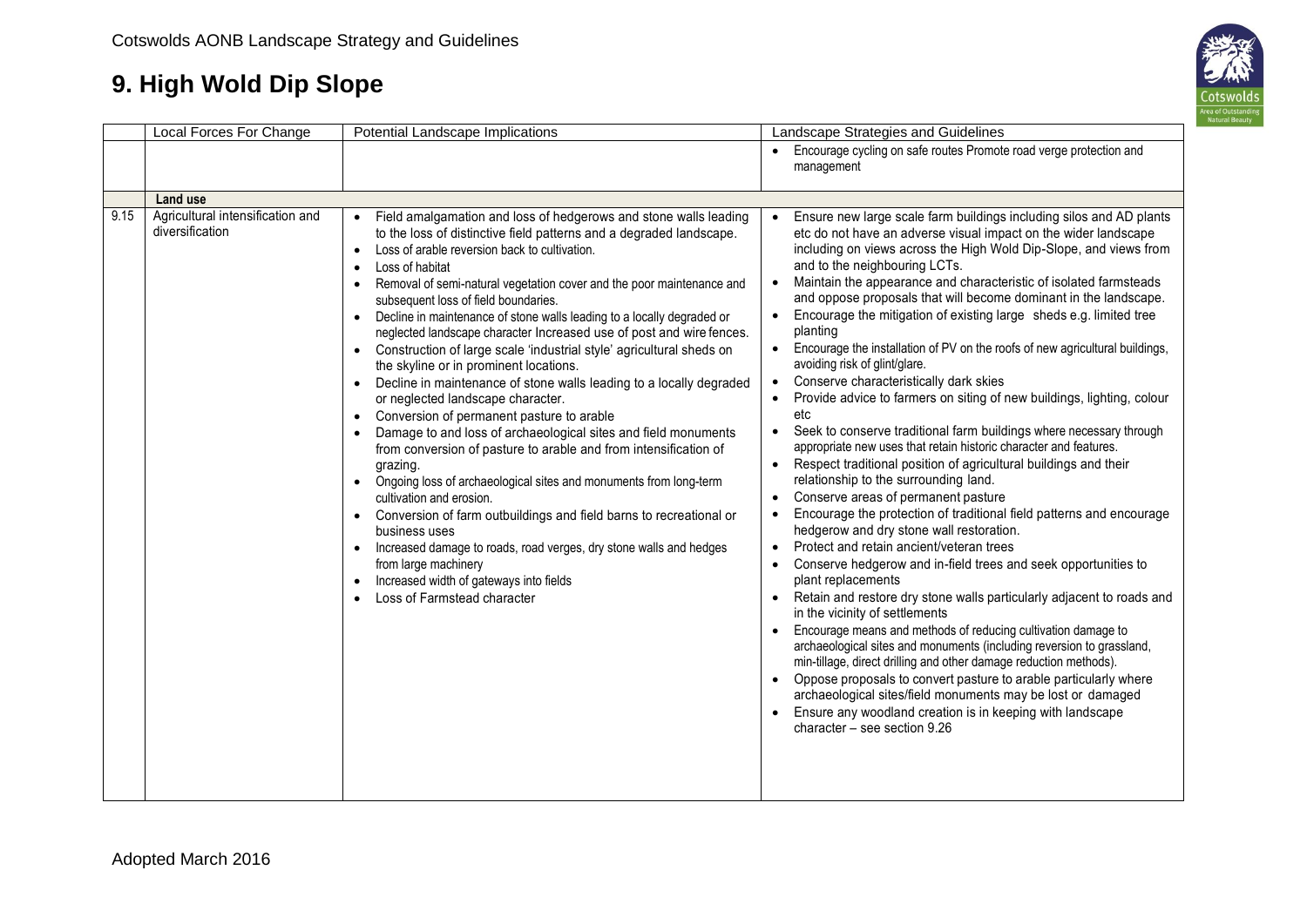# 9. High Wold Dip Slope

| | Local Forces For Change | Potential Landscape Implications | Landscape Strategies and Guidelines |
|---|---|---|---|
| | | | • Encourage cycling on safe routes Promote road verge protection and management |
| | **Land use** | | |
| 9.15 | Agricultural intensification and diversification | • Field amalgamation and loss of hedgerows and stone walls leading to the loss of distinctive field patterns and a degraded landscape.<br>• Loss of arable reversion back to cultivation.<br>• Loss of habitat<br>• Removal of semi-natural vegetation cover and the poor maintenance and subsequent loss of field boundaries.<br>• Decline in maintenance of stone walls leading to a locally degraded or neglected landscape character Increased use of post and wire fences.<br>• Construction of large scale 'industrial style' agricultural sheds on the skyline or in prominent locations.<br>• Decline in maintenance of stone walls leading to a locally degraded or neglected landscape character.<br>• Conversion of permanent pasture to arable<br>• Damage to and loss of archaeological sites and field monuments from conversion of pasture to arable and from intensification of grazing.<br>• Ongoing loss of archaeological sites and monuments from long-term cultivation and erosion.<br>• Conversion of farm outbuildings and field barns to recreational or business uses<br>• Increased damage to roads, road verges, dry stone walls and hedges from large machinery<br>• Increased width of gateways into fields<br>• Loss of Farmstead character | • Ensure new large scale farm buildings including silos and AD plants etc do not have an adverse visual impact on the wider landscape including on views across the High Wold Dip-Slope, and views from and to the neighbouring LCTs.<br>• Maintain the appearance and characteristic of isolated farmsteads and oppose proposals that will become dominant in the landscape.<br>• Encourage the mitigation of existing large sheds e.g. limited tree planting<br>• Encourage the installation of PV on the roofs of new agricultural buildings, avoiding risk of glint/glare.<br>• Conserve characteristically dark skies<br>• Provide advice to farmers on siting of new buildings, lighting, colour etc<br>• Seek to conserve traditional farm buildings where necessary through appropriate new uses that retain historic character and features.<br>• Respect traditional position of agricultural buildings and their relationship to the surrounding land.<br>• Conserve areas of permanent pasture<br>• Encourage the protection of traditional field patterns and encourage hedgerow and dry stone wall restoration.<br>• Protect and retain ancient/veteran trees<br>• Conserve hedgerow and in-field trees and seek opportunities to plant replacements<br>• Retain and restore dry stone walls particularly adjacent to roads and in the vicinity of settlements<br>• Encourage means and methods of reducing cultivation damage to archaeological sites and monuments (including reversion to grassland, min-tillage, direct drilling and other damage reduction methods).<br>• Oppose proposals to convert pasture to arable particularly where archaeological sites/field monuments may be lost or damaged<br>• Ensure any woodland creation is in keeping with landscape character – see section 9.26 |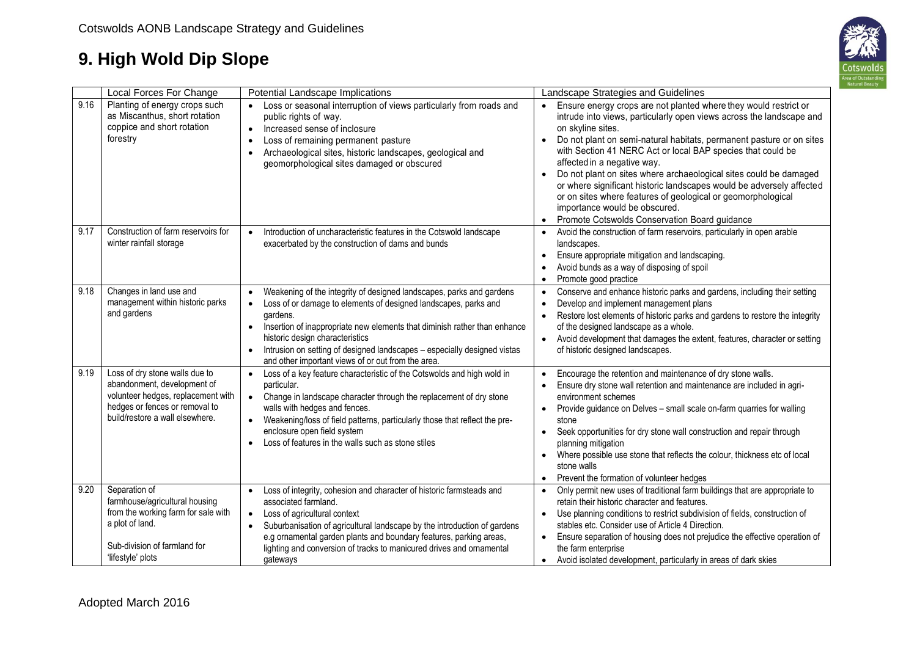# 9. High Wold Dip Slope

| | Local Forces For Change | Potential Landscape Implications | Landscape Strategies and Guidelines |
|---|---|---|---|
| 9.16 | Planting of energy crops such as Miscanthus, short rotation coppice and short rotation forestry | • Loss or seasonal interruption of views particularly from roads and public rights of way.<br>• Increased sense of inclosure<br>• Loss of remaining permanent pasture<br>• Archaeological sites, historic landscapes, geological and geomorphological sites damaged or obscured | • Ensure energy crops are not planted where they would restrict or intrude into views, particularly open views across the landscape and on skyline sites.<br>• Do not plant on semi-natural habitats, permanent pasture or on sites with Section 41 NERC Act or local BAP species that could be affected in a negative way.<br>• Do not plant on sites where archaeological sites could be damaged or where significant historic landscapes would be adversely affected or on sites where features of geological or geomorphological importance would be obscured.<br>• Promote Cotswolds Conservation Board guidance |
| 9.17 | Construction of farm reservoirs for winter rainfall storage | • Introduction of uncharacteristic features in the Cotswold landscape exacerbated by the construction of dams and bunds | • Avoid the construction of farm reservoirs, particularly in open arable landscapes.<br>• Ensure appropriate mitigation and landscaping.<br>• Avoid bunds as a way of disposing of spoil<br>• Promote good practice |
| 9.18 | Changes in land use and management within historic parks and gardens | • Weakening of the integrity of designed landscapes, parks and gardens<br>• Loss of or damage to elements of designed landscapes, parks and gardens.<br>• Insertion of inappropriate new elements that diminish rather than enhance historic design characteristics<br>• Intrusion on setting of designed landscapes – especially designed vistas and other important views of or out from the area. | • Conserve and enhance historic parks and gardens, including their setting<br>• Develop and implement management plans<br>• Restore lost elements of historic parks and gardens to restore the integrity of the designed landscape as a whole.<br>• Avoid development that damages the extent, features, character or setting of historic designed landscapes. |
| 9.19 | Loss of dry stone walls due to abandonment, development of volunteer hedges, replacement with hedges or fences or removal to build/restore a wall elsewhere. | • Loss of a key feature characteristic of the Cotswolds and high wold in particular.<br>• Change in landscape character through the replacement of dry stone walls with hedges and fences.<br>• Weakening/loss of field patterns, particularly those that reflect the pre-enclosure open field system<br>• Loss of features in the walls such as stone stiles | • Encourage the retention and maintenance of dry stone walls.<br>• Ensure dry stone wall retention and maintenance are included in agri-environment schemes<br>• Provide guidance on Delves – small scale on-farm quarries for walling stone<br>• Seek opportunities for dry stone wall construction and repair through planning mitigation<br>• Where possible use stone that reflects the colour, thickness etc of local stone walls<br>• Prevent the formation of volunteer hedges |
| 9.20 | Separation of farmhouse/agricultural housing from the working farm for sale with a plot of land.<br><br>Sub-division of farmland for 'lifestyle' plots | • Loss of integrity, cohesion and character of historic farmsteads and associated farmland.<br>• Loss of agricultural context<br>• Suburbanisation of agricultural landscape by the introduction of gardens e.g ornamental garden plants and boundary features, parking areas, lighting and conversion of tracks to manicured drives and ornamental gateways | • Only permit new uses of traditional farm buildings that are appropriate to retain their historic character and features.<br>• Use planning conditions to restrict subdivision of fields, construction of stables etc. Consider use of Article 4 Direction.<br>• Ensure separation of housing does not prejudice the effective operation of the farm enterprise<br>• Avoid isolated development, particularly in areas of dark skies |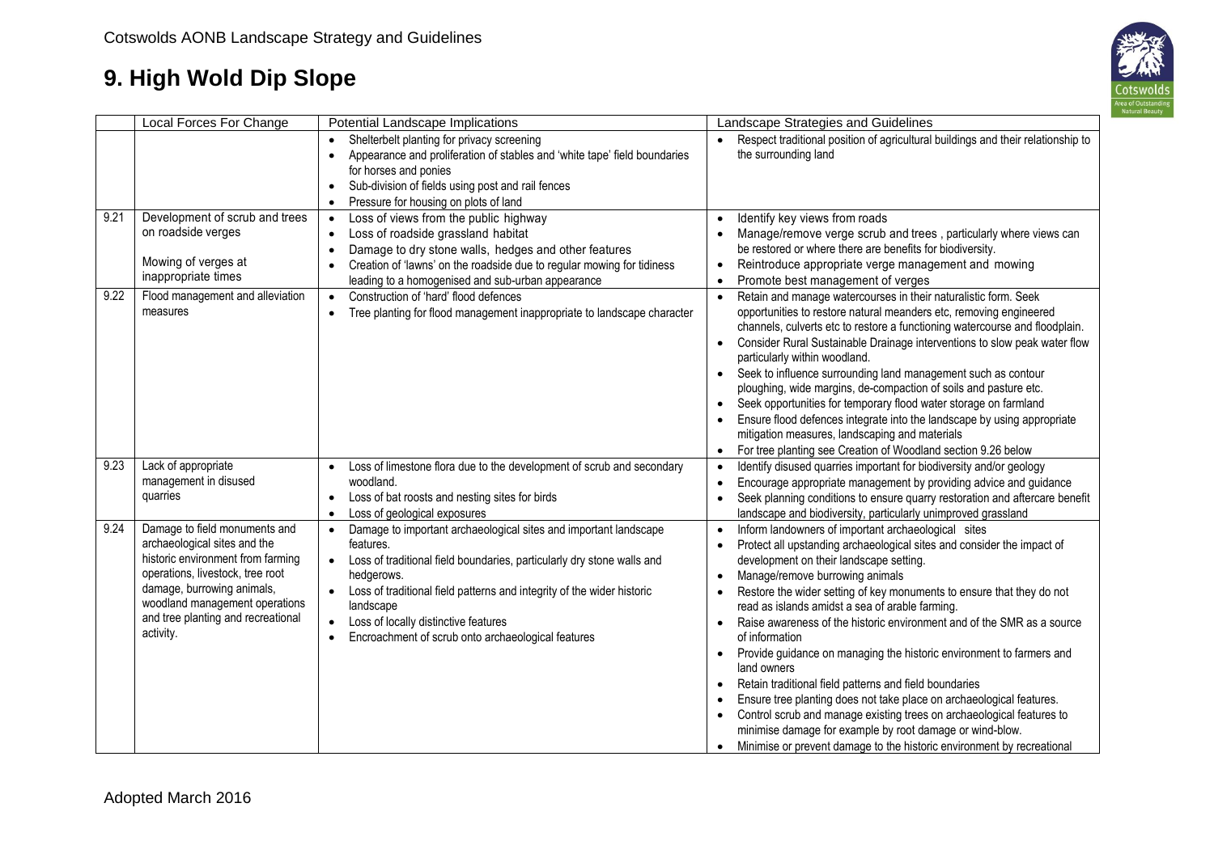# 9. High Wold Dip Slope

| | Local Forces For Change | Potential Landscape Implications | Landscape Strategies and Guidelines |
|---|---|---|---|
| | | • Shelterbelt planting for privacy screening<br>• Appearance and proliferation of stables and 'white tape' field boundaries for horses and ponies<br>• Sub-division of fields using post and rail fences<br>• Pressure for housing on plots of land | • Respect traditional position of agricultural buildings and their relationship to the surrounding land |
| 9.21 | Development of scrub and trees on roadside verges<br><br>Mowing of verges at inappropriate times | • Loss of views from the public highway<br>• Loss of roadside grassland habitat<br>• Damage to dry stone walls, hedges and other features<br>• Creation of 'lawns' on the roadside due to regular mowing for tidiness leading to a homogenised and sub-urban appearance | • Identify key views from roads<br>• Manage/remove verge scrub and trees , particularly where views can be restored or where there are benefits for biodiversity.<br>• Reintroduce appropriate verge management and mowing<br>• Promote best management of verges |
| 9.22 | Flood management and alleviation measures | • Construction of 'hard' flood defences<br>• Tree planting for flood management inappropriate to landscape character | • Retain and manage watercourses in their naturalistic form. Seek opportunities to restore natural meanders etc, removing engineered channels, culverts etc to restore a functioning watercourse and floodplain.<br>• Consider Rural Sustainable Drainage interventions to slow peak water flow particularly within woodland.<br>• Seek to influence surrounding land management such as contour ploughing, wide margins, de-compaction of soils and pasture etc.<br>• Seek opportunities for temporary flood water storage on farmland<br>• Ensure flood defences integrate into the landscape by using appropriate mitigation measures, landscaping and materials<br>• For tree planting see Creation of Woodland section 9.26 below |
| 9.23 | Lack of appropriate management in disused quarries | • Loss of limestone flora due to the development of scrub and secondary woodland.<br>• Loss of bat roosts and nesting sites for birds<br>• Loss of geological exposures | • Identify disused quarries important for biodiversity and/or geology<br>• Encourage appropriate management by providing advice and guidance<br>• Seek planning conditions to ensure quarry restoration and aftercare benefit landscape and biodiversity, particularly unimproved grassland |
| 9.24 | Damage to field monuments and archaeological sites and the historic environment from farming operations, livestock, tree root damage, burrowing animals, woodland management operations and tree planting and recreational activity. | • Damage to important archaeological sites and important landscape features.<br>• Loss of traditional field boundaries, particularly dry stone walls and hedgerows.<br>• Loss of traditional field patterns and integrity of the wider historic landscape<br>• Loss of locally distinctive features<br>• Encroachment of scrub onto archaeological features | • Inform landowners of important archaeological sites<br>• Protect all upstanding archaeological sites and consider the impact of development on their landscape setting.<br>• Manage/remove burrowing animals<br>• Restore the wider setting of key monuments to ensure that they do not read as islands amidst a sea of arable farming.<br>• Raise awareness of the historic environment and of the SMR as a source of information<br>• Provide guidance on managing the historic environment to farmers and land owners<br>• Retain traditional field patterns and field boundaries<br>• Ensure tree planting does not take place on archaeological features.<br>• Control scrub and manage existing trees on archaeological features to minimise damage for example by root damage or wind-blow.<br>• Minimise or prevent damage to the historic environment by recreational |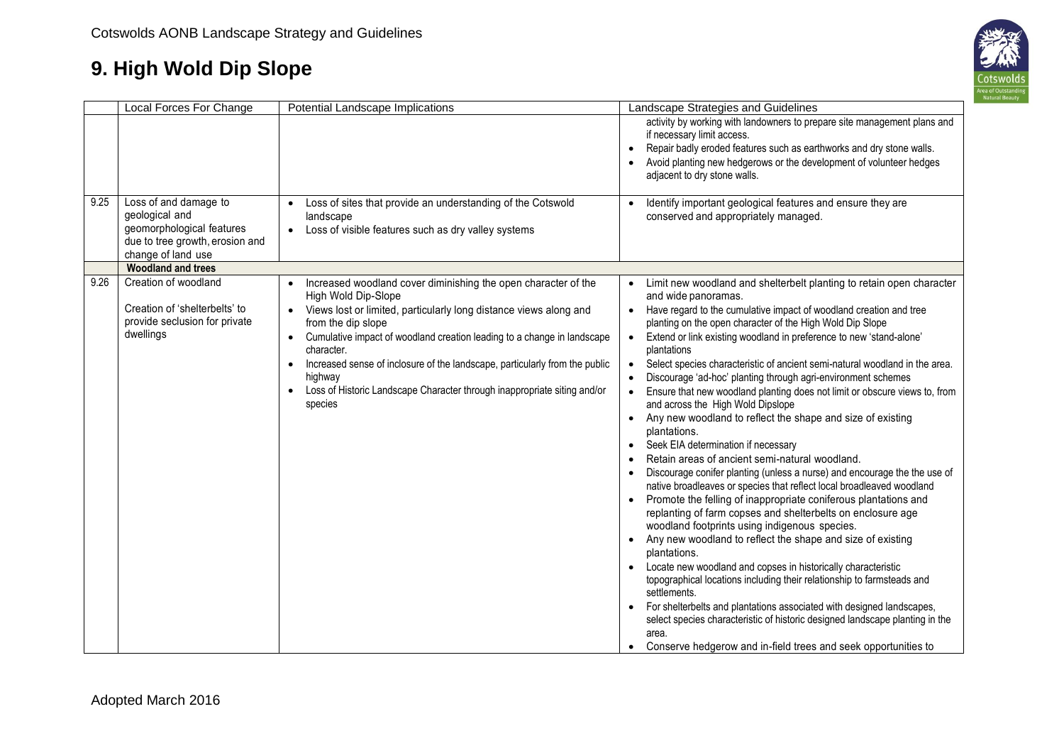# 9. High Wold Dip Slope

| | Local Forces For Change | Potential Landscape Implications | Landscape Strategies and Guidelines |
|---|---|---|---|
| | | | activity by working with landowners to prepare site management plans and if necessary limit access.<br>• Repair badly eroded features such as earthworks and dry stone walls.<br>• Avoid planting new hedgerows or the development of volunteer hedges adjacent to dry stone walls. |
| 9.25 | Loss of and damage to geological and geomorphological features due to tree growth, erosion and change of land use | • Loss of sites that provide an understanding of the Cotswold landscape<br>• Loss of visible features such as dry valley systems | • Identify important geological features and ensure they are conserved and appropriately managed. |
| | **Woodland and trees** | | |
| 9.26 | Creation of woodland<br><br>Creation of 'shelterbelts' to provide seclusion for private dwellings | • Increased woodland cover diminishing the open character of the High Wold Dip-Slope<br>• Views lost or limited, particularly long distance views along and from the dip slope<br>• Cumulative impact of woodland creation leading to a change in landscape character.<br>• Increased sense of inclosure of the landscape, particularly from the public highway<br>• Loss of Historic Landscape Character through inappropriate siting and/or species | • Limit new woodland and shelterbelt planting to retain open character and wide panoramas.<br>• Have regard to the cumulative impact of woodland creation and tree planting on the open character of the High Wold Dip Slope<br>• Extend or link existing woodland in preference to new 'stand-alone' plantations<br>• Select species characteristic of ancient semi-natural woodland in the area.<br>• Discourage 'ad-hoc' planting through agri-environment schemes<br>• Ensure that new woodland planting does not limit or obscure views to, from and across the High Wold Dipslope<br>• Any new woodland to reflect the shape and size of existing plantations.<br>• Seek EIA determination if necessary<br>• Retain areas of ancient semi-natural woodland.<br>• Discourage conifer planting (unless a nurse) and encourage the the use of native broadleaves or species that reflect local broadleaved woodland<br>• Promote the felling of inappropriate coniferous plantations and replanting of farm copses and shelterbelts on enclosure age woodland footprints using indigenous species.<br>• Any new woodland to reflect the shape and size of existing plantations.<br>• Locate new woodland and copses in historically characteristic topographical locations including their relationship to farmsteads and settlements.<br>• For shelterbelts and plantations associated with designed landscapes, select species characteristic of historic designed landscape planting in the area.<br>• Conserve hedgerow and in-field trees and seek opportunities to |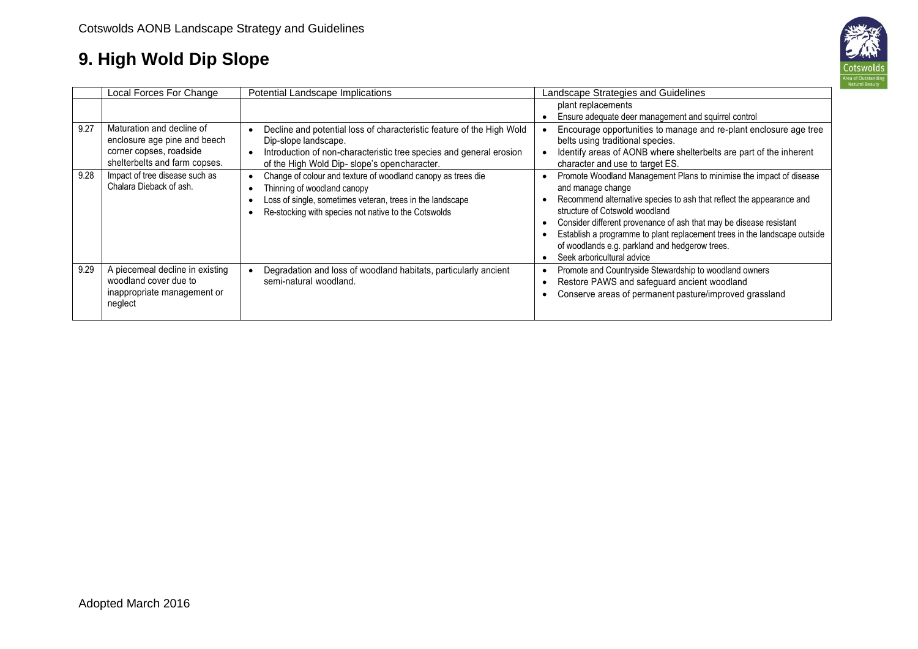# 9. High Wold Dip Slope

| | Local Forces For Change | Potential Landscape Implications | Landscape Strategies and Guidelines |
|---|---|---|---|
| | | | plant replacements<br>• Ensure adequate deer management and squirrel control |
| 9.27 | Maturation and decline of enclosure age pine and beech corner copses, roadside shelterbelts and farm copses. | • Decline and potential loss of characteristic feature of the High Wold Dip-slope landscape.<br>• Introduction of non-characteristic tree species and general erosion of the High Wold Dip- slope's open character. | • Encourage opportunities to manage and re-plant enclosure age tree belts using traditional species.<br>• Identify areas of AONB where shelterbelts are part of the inherent character and use to target ES. |
| 9.28 | Impact of tree disease such as Chalara Dieback of ash. | • Change of colour and texture of woodland canopy as trees die<br>• Thinning of woodland canopy<br>• Loss of single, sometimes veteran, trees in the landscape<br>• Re-stocking with species not native to the Cotswolds | • Promote Woodland Management Plans to minimise the impact of disease and manage change<br>• Recommend alternative species to ash that reflect the appearance and structure of Cotswold woodland<br>• Consider different provenance of ash that may be disease resistant<br>• Establish a programme to plant replacement trees in the landscape outside of woodlands e.g. parkland and hedgerow trees.<br>• Seek arboricultural advice |
| 9.29 | A piecemeal decline in existing woodland cover due to inappropriate management or neglect | • Degradation and loss of woodland habitats, particularly ancient semi-natural woodland. | • Promote and Countryside Stewardship to woodland owners<br>• Restore PAWS and safeguard ancient woodland<br>• Conserve areas of permanent pasture/improved grassland |